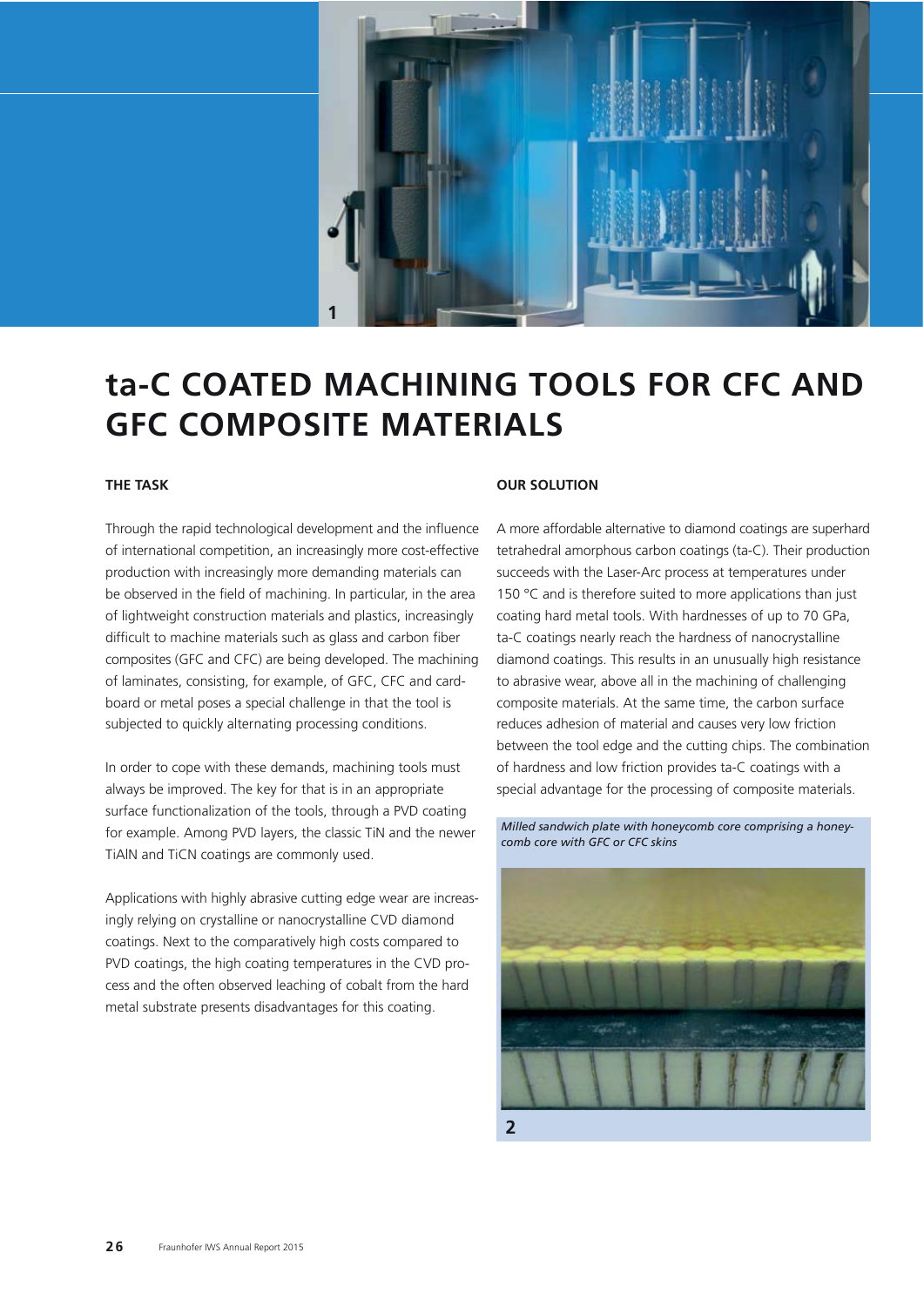# ta-C COATED MACHINING TOOLS FOR CFC AND GFC COMPOSITE MATERIALS

## THE TASK

Through the rapid technological development and the influence of international competition, an increasingly more cost-effective production with increasingly more demanding materials can be observed in the field of machining. In particular, in the area of lightweight construction materials and plastics, increasingly difficult to machine materials such as glass and carbon fiber composites (GFC and CFC) are being developed. The machining of laminates, consisting, for example, of GFC, CFC and cardboard or metal poses a special challenge in that the tool is subjected to quickly alternating processing conditions.

In order to cope with these demands, machining tools must always be improved. The key for that is in an appropriate surface functionalization of the tools, through a PVD coating for example. Among PVD layers, the classic TiN and the newer TiAlN and TiCN coatings are commonly used.

Applications with highly abrasive cutting edge wear are increasingly relying on crystalline or nanocrystalline CVD diamond coatings. Next to the comparatively high costs compared to PVD coatings, the high coating temperatures in the CVD process and the often observed leaching of cobalt from the hard metal substrate presents disadvantages for this coating.

## OUR SOLUTION

A more affordable alternative to diamond coatings are superhard tetrahedral amorphous carbon coatings (ta-C). Their production succeeds with the Laser-Arc process at temperatures under 150 °C and is therefore suited to more applications than just coating hard metal tools. With hardnesses of up to 70 GPa, ta-C coatings nearly reach the hardness of nanocrystalline diamond coatings. This results in an unusually high resistance to abrasive wear, above all in the machining of challenging composite materials. At the same time, the carbon surface reduces adhesion of material and causes very low friction between the tool edge and the cutting chips. The combination of hardness and low friction provides ta-C coatings with a special advantage for the processing of composite materials.

*Milled sandwich plate with honeycomb core comprising a honeycomb core with GFC or CFC skins*

2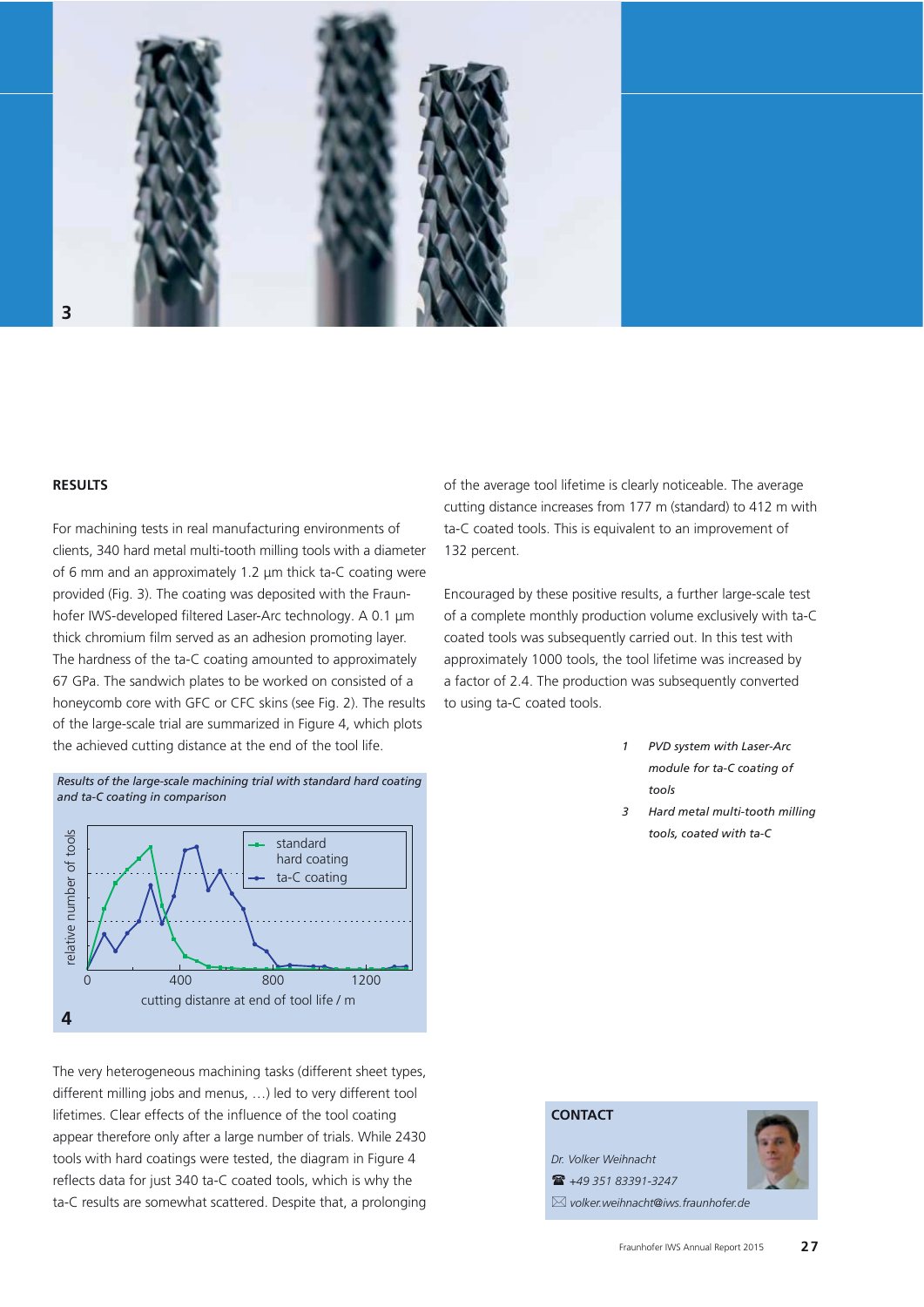## RESULTS

For machining tests in real manufacturing environments of clients, 340 hard metal multi-tooth milling tools with a diameter of 6 mm and an approximately 1.2 µm thick ta-C coating were provided (Fig. 3). The coating was deposited with the Fraunhofer IWS-developed filtered Laser-Arc technology. A 0.1 µm thick chromium film served as an adhesion promoting layer. The hardness of the ta-C coating amounted to approximately 67 GPa. The sandwich plates to be worked on consisted of a honeycomb core with GFC or CFC skins (see Fig. 2). The results of the large-scale trial are summarized in Figure 4, which plots the achieved cutting distance at the end of the tool life.

*Results of the large-scale machining trial with standard hard coating and ta-C coating in comparison*

relative number of tools

standard hard coating

ta-C coating

0

400

800

1200

cutting distanre at end of tool life / m

4

The very heterogeneous machining tasks (different sheet types, different milling jobs and menus, …) led to very different tool lifetimes. Clear effects of the influence of the tool coating appear therefore only after a large number of trials. While 2430 tools with hard coatings were tested, the diagram in Figure 4 reflects data for just 340 ta-C coated tools, which is why the ta-C results are somewhat scattered. Despite that, a prolonging of the average tool lifetime is clearly noticeable. The average cutting distance increases from 177 m (standard) to 412 m with ta-C coated tools. This is equivalent to an improvement of 132 percent.

Encouraged by these positive results, a further large-scale test of a complete monthly production volume exclusively with ta-C coated tools was subsequently carried out. In this test with approximately 1000 tools, the tool lifetime was increased by a factor of 2.4. The production was subsequently converted to using ta-C coated tools.

1 *PVD system with Laser-Arc module for ta-C coating of tools*

3 *Hard metal multi-tooth milling tools, coated with ta-C*

**CONTACT**

*Dr. Volker Weihnacht*

☎ *+49 351 83391-3247*

✉ *volker.weihnacht@iws.fraunhofer.de*